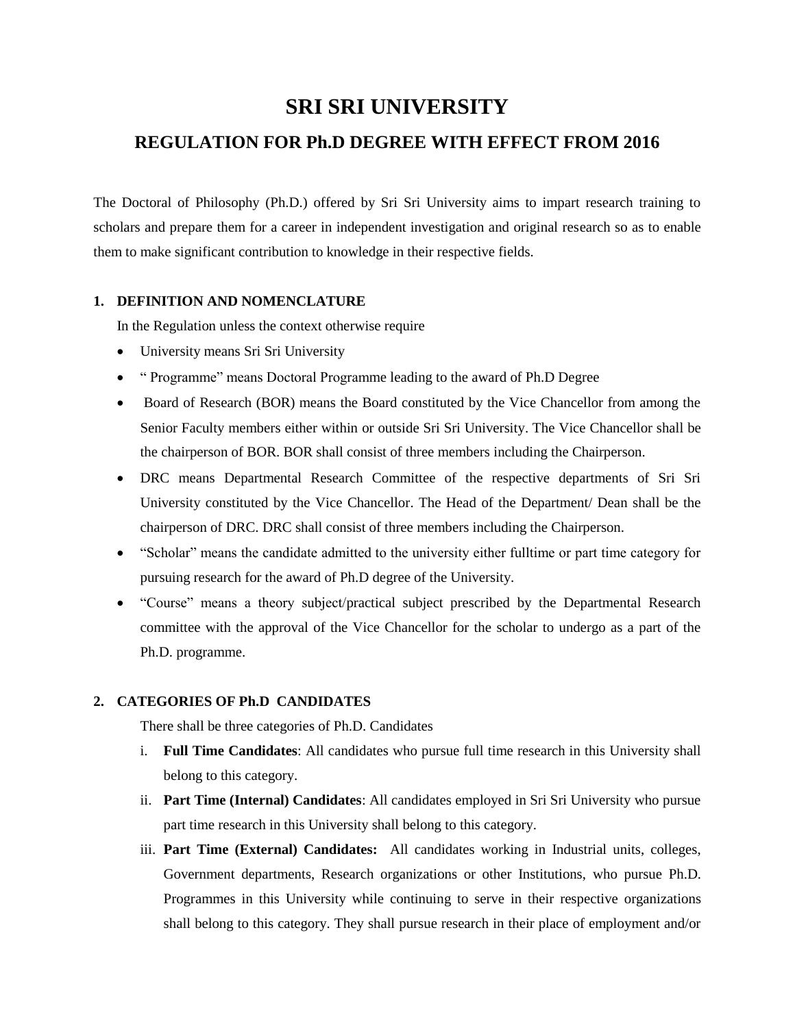# SRI SRI UNIVERSITY

## REGULATION FOR Ph.D DEGREE WITH EFFECT FROM 2016

The Doctoral of Philosophy (Ph.D.) offered by Sri Sri University aims to impart research training to scholars and prepare them for a career in independent investigation and original research so as to enable them to make significant contribution to knowledge in their respective fields.

### 1. DEFINITION AND NOMENCLATURE

In the Regulation unless the context otherwise require

- University means Sri Sri University
- " Programme" means Doctoral Programme leading to the award of Ph.D Degree
- Board of Research (BOR) means the Board constituted by the Vice Chancellor from among the Senior Faculty members either within or outside Sri Sri University. The Vice Chancellor shall be the chairperson of BOR. BOR shall consist of three members including the Chairperson.
- DRC means Departmental Research Committee of the respective departments of Sri Sri University constituted by the Vice Chancellor. The Head of the Department/ Dean shall be the chairperson of DRC. DRC shall consist of three members including the Chairperson.
- "Scholar" means the candidate admitted to the university either fulltime or part time category for pursuing research for the award of Ph.D degree of the University.
- "Course" means a theory subject/practical subject prescribed by the Departmental Research committee with the approval of the Vice Chancellor for the scholar to undergo as a part of the Ph.D. programme.

### 2. CATEGORIES OF Ph.D CANDIDATES

There shall be three categories of Ph.D. Candidates

i. **Full Time Candidates**: All candidates who pursue full time research in this University shall belong to this category.

ii. **Part Time (Internal) Candidates**: All candidates employed in Sri Sri University who pursue part time research in this University shall belong to this category.

iii. **Part Time (External) Candidates:** All candidates working in Industrial units, colleges, Government departments, Research organizations or other Institutions, who pursue Ph.D. Programmes in this University while continuing to serve in their respective organizations shall belong to this category. They shall pursue research in their place of employment and/or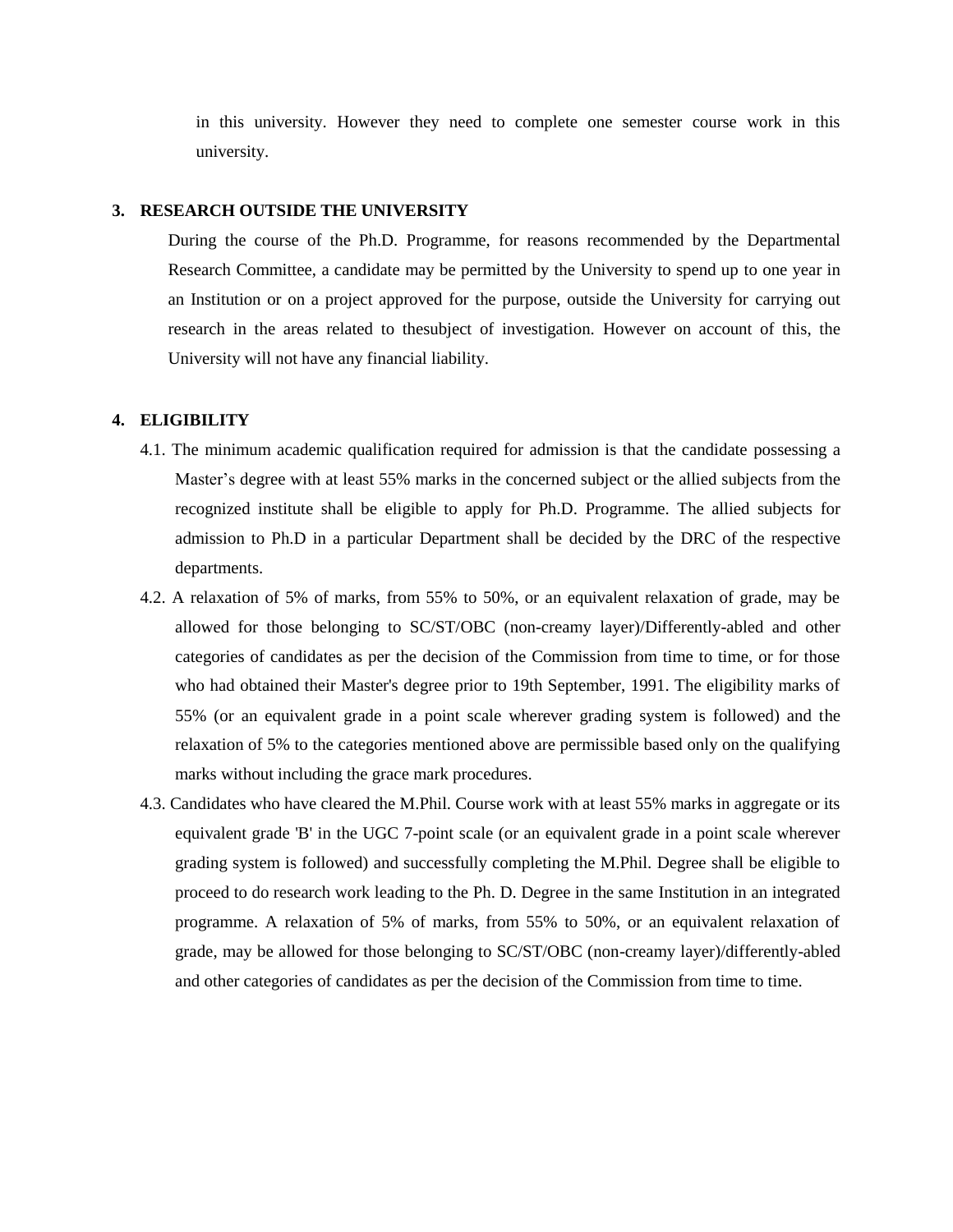in this university. However they need to complete one semester course work in this university.

## 3. RESEARCH OUTSIDE THE UNIVERSITY

During the course of the Ph.D. Programme, for reasons recommended by the Departmental Research Committee, a candidate may be permitted by the University to spend up to one year in an Institution or on a project approved for the purpose, outside the University for carrying out research in the areas related to thesubject of investigation. However on account of this, the University will not have any financial liability.

## 4. ELIGIBILITY

4.1. The minimum academic qualification required for admission is that the candidate possessing a Master's degree with at least 55% marks in the concerned subject or the allied subjects from the recognized institute shall be eligible to apply for Ph.D. Programme. The allied subjects for admission to Ph.D in a particular Department shall be decided by the DRC of the respective departments.

4.2. A relaxation of 5% of marks, from 55% to 50%, or an equivalent relaxation of grade, may be allowed for those belonging to SC/ST/OBC (non-creamy layer)/Differently-abled and other categories of candidates as per the decision of the Commission from time to time, or for those who had obtained their Master's degree prior to 19th September, 1991. The eligibility marks of 55% (or an equivalent grade in a point scale wherever grading system is followed) and the relaxation of 5% to the categories mentioned above are permissible based only on the qualifying marks without including the grace mark procedures.

4.3. Candidates who have cleared the M.Phil. Course work with at least 55% marks in aggregate or its equivalent grade 'B' in the UGC 7-point scale (or an equivalent grade in a point scale wherever grading system is followed) and successfully completing the M.Phil. Degree shall be eligible to proceed to do research work leading to the Ph. D. Degree in the same Institution in an integrated programme. A relaxation of 5% of marks, from 55% to 50%, or an equivalent relaxation of grade, may be allowed for those belonging to SC/ST/OBC (non-creamy layer)/differently-abled and other categories of candidates as per the decision of the Commission from time to time.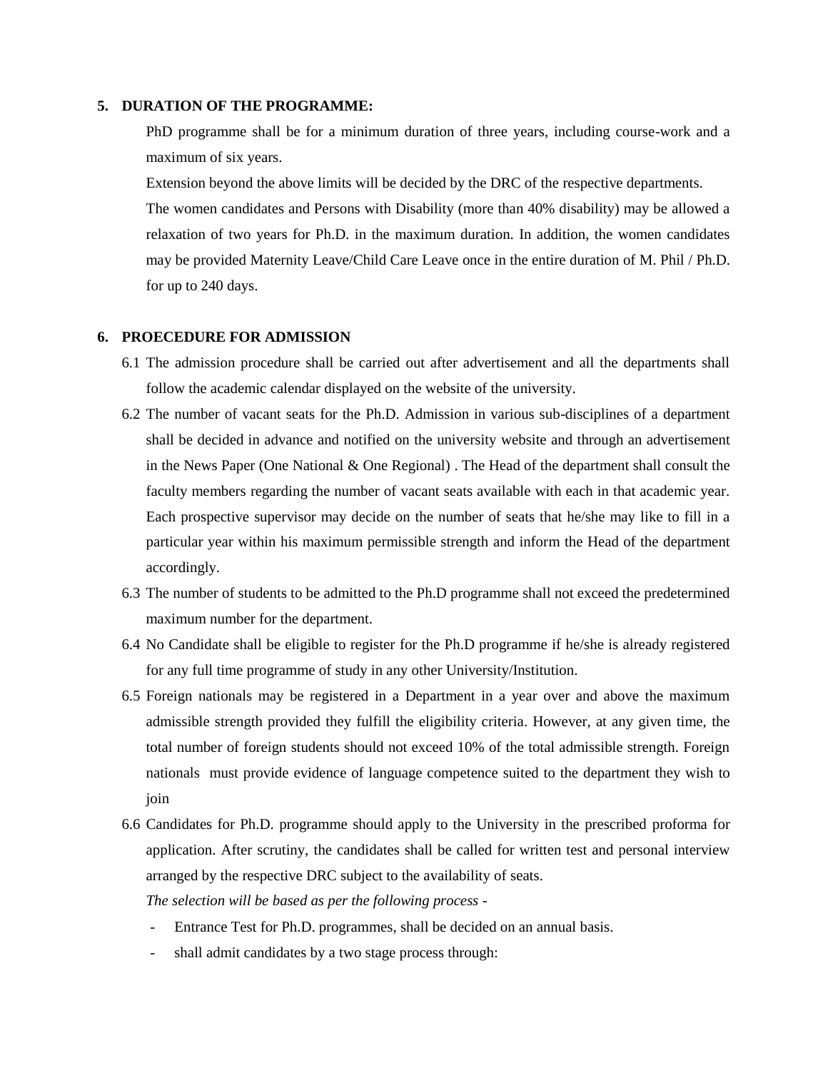## 5. DURATION OF THE PROGRAMME:

PhD programme shall be for a minimum duration of three years, including course-work and a maximum of six years.

Extension beyond the above limits will be decided by the DRC of the respective departments.

The women candidates and Persons with Disability (more than 40% disability) may be allowed a relaxation of two years for Ph.D. in the maximum duration. In addition, the women candidates may be provided Maternity Leave/Child Care Leave once in the entire duration of M. Phil / Ph.D. for up to 240 days.

## 6. PROECEDURE FOR ADMISSION

6.1 The admission procedure shall be carried out after advertisement and all the departments shall follow the academic calendar displayed on the website of the university.

6.2 The number of vacant seats for the Ph.D. Admission in various sub-disciplines of a department shall be decided in advance and notified on the university website and through an advertisement in the News Paper (One National & One Regional) . The Head of the department shall consult the faculty members regarding the number of vacant seats available with each in that academic year. Each prospective supervisor may decide on the number of seats that he/she may like to fill in a particular year within his maximum permissible strength and inform the Head of the department accordingly.

6.3 The number of students to be admitted to the Ph.D programme shall not exceed the predetermined maximum number for the department.

6.4 No Candidate shall be eligible to register for the Ph.D programme if he/she is already registered for any full time programme of study in any other University/Institution.

6.5 Foreign nationals may be registered in a Department in a year over and above the maximum admissible strength provided they fulfill the eligibility criteria. However, at any given time, the total number of foreign students should not exceed 10% of the total admissible strength. Foreign nationals must provide evidence of language competence suited to the department they wish to join

6.6 Candidates for Ph.D. programme should apply to the University in the prescribed proforma for application. After scrutiny, the candidates shall be called for written test and personal interview arranged by the respective DRC subject to the availability of seats.

*The selection will be based as per the following process -*

- Entrance Test for Ph.D. programmes, shall be decided on an annual basis.
- shall admit candidates by a two stage process through: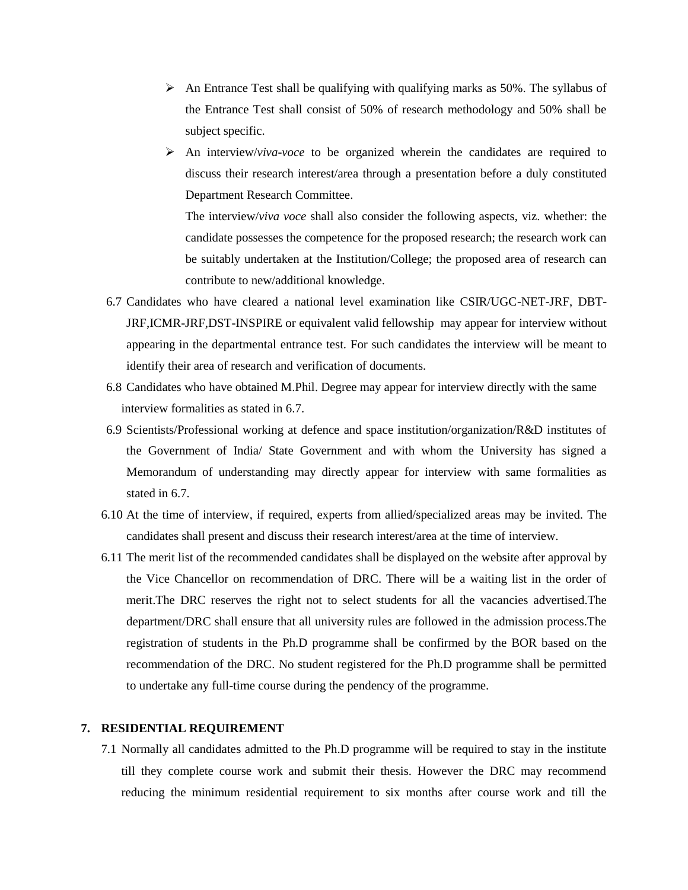- An Entrance Test shall be qualifying with qualifying marks as 50%. The syllabus of the Entrance Test shall consist of 50% of research methodology and 50% shall be subject specific.
- An interview/*viva-voce* to be organized wherein the candidates are required to discuss their research interest/area through a presentation before a duly constituted Department Research Committee.

  The interview/*viva voce* shall also consider the following aspects, viz. whether: the candidate possesses the competence for the proposed research; the research work can be suitably undertaken at the Institution/College; the proposed area of research can contribute to new/additional knowledge.

6.7 Candidates who have cleared a national level examination like CSIR/UGC-NET-JRF, DBT-JRF,ICMR-JRF,DST-INSPIRE or equivalent valid fellowship may appear for interview without appearing in the departmental entrance test. For such candidates the interview will be meant to identify their area of research and verification of documents.

6.8 Candidates who have obtained M.Phil. Degree may appear for interview directly with the same interview formalities as stated in 6.7.

6.9 Scientists/Professional working at defence and space institution/organization/R&D institutes of the Government of India/ State Government and with whom the University has signed a Memorandum of understanding may directly appear for interview with same formalities as stated in 6.7.

6.10 At the time of interview, if required, experts from allied/specialized areas may be invited. The candidates shall present and discuss their research interest/area at the time of interview.

6.11 The merit list of the recommended candidates shall be displayed on the website after approval by the Vice Chancellor on recommendation of DRC. There will be a waiting list in the order of merit.The DRC reserves the right not to select students for all the vacancies advertised.The department/DRC shall ensure that all university rules are followed in the admission process.The registration of students in the Ph.D programme shall be confirmed by the BOR based on the recommendation of the DRC. No student registered for the Ph.D programme shall be permitted to undertake any full-time course during the pendency of the programme.

## 7. RESIDENTIAL REQUIREMENT

7.1 Normally all candidates admitted to the Ph.D programme will be required to stay in the institute till they complete course work and submit their thesis. However the DRC may recommend reducing the minimum residential requirement to six months after course work and till the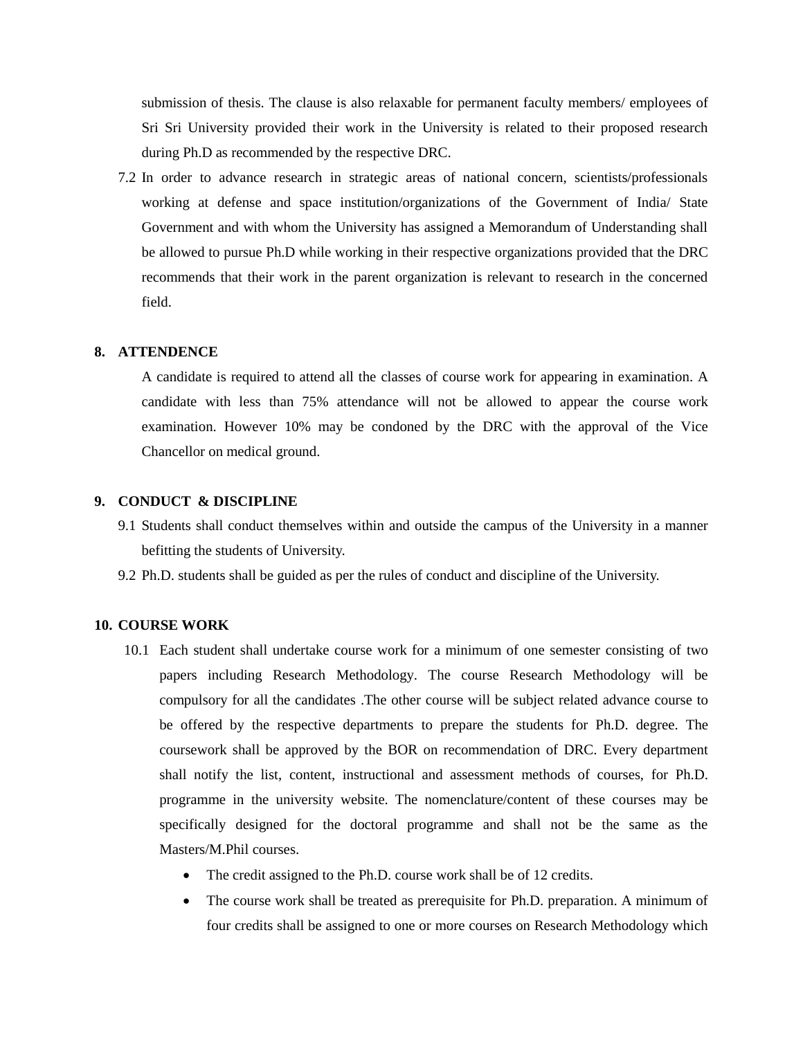submission of thesis. The clause is also relaxable for permanent faculty members/ employees of Sri Sri University provided their work in the University is related to their proposed research during Ph.D as recommended by the respective DRC.

7.2 In order to advance research in strategic areas of national concern, scientists/professionals working at defense and space institution/organizations of the Government of India/ State Government and with whom the University has assigned a Memorandum of Understanding shall be allowed to pursue Ph.D while working in their respective organizations provided that the DRC recommends that their work in the parent organization is relevant to research in the concerned field.

## 8. ATTENDENCE

A candidate is required to attend all the classes of course work for appearing in examination. A candidate with less than 75% attendance will not be allowed to appear the course work examination. However 10% may be condoned by the DRC with the approval of the Vice Chancellor on medical ground.

## 9. CONDUCT & DISCIPLINE

9.1 Students shall conduct themselves within and outside the campus of the University in a manner befitting the students of University.

9.2 Ph.D. students shall be guided as per the rules of conduct and discipline of the University.

## 10. COURSE WORK

10.1 Each student shall undertake course work for a minimum of one semester consisting of two papers including Research Methodology. The course Research Methodology will be compulsory for all the candidates .The other course will be subject related advance course to be offered by the respective departments to prepare the students for Ph.D. degree. The coursework shall be approved by the BOR on recommendation of DRC. Every department shall notify the list, content, instructional and assessment methods of courses, for Ph.D. programme in the university website. The nomenclature/content of these courses may be specifically designed for the doctoral programme and shall not be the same as the Masters/M.Phil courses.

- The credit assigned to the Ph.D. course work shall be of 12 credits.
- The course work shall be treated as prerequisite for Ph.D. preparation. A minimum of four credits shall be assigned to one or more courses on Research Methodology which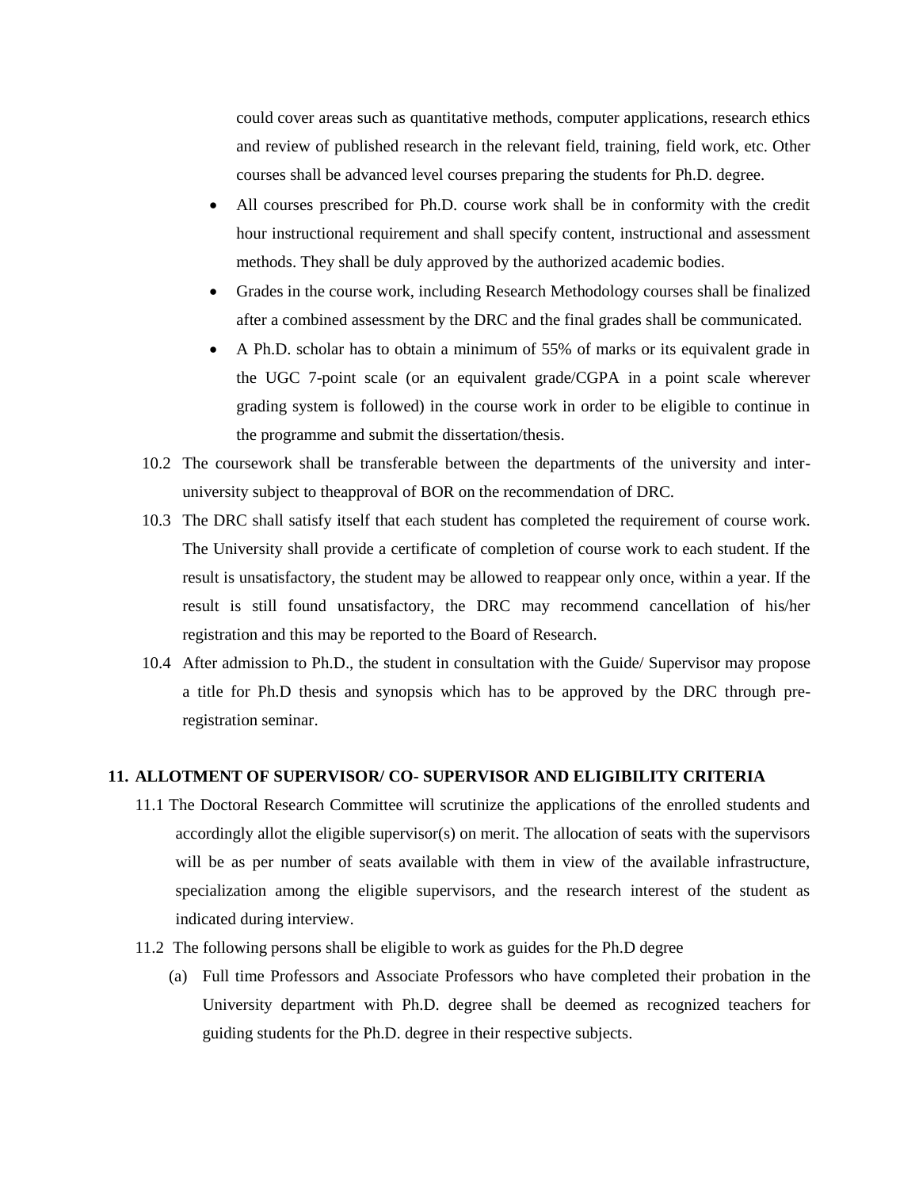could cover areas such as quantitative methods, computer applications, research ethics and review of published research in the relevant field, training, field work, etc. Other courses shall be advanced level courses preparing the students for Ph.D. degree.

- All courses prescribed for Ph.D. course work shall be in conformity with the credit hour instructional requirement and shall specify content, instructional and assessment methods. They shall be duly approved by the authorized academic bodies.
- Grades in the course work, including Research Methodology courses shall be finalized after a combined assessment by the DRC and the final grades shall be communicated.
- A Ph.D. scholar has to obtain a minimum of 55% of marks or its equivalent grade in the UGC 7-point scale (or an equivalent grade/CGPA in a point scale wherever grading system is followed) in the course work in order to be eligible to continue in the programme and submit the dissertation/thesis.

10.2 The coursework shall be transferable between the departments of the university and inter-university subject to theapproval of BOR on the recommendation of DRC.

10.3 The DRC shall satisfy itself that each student has completed the requirement of course work. The University shall provide a certificate of completion of course work to each student. If the result is unsatisfactory, the student may be allowed to reappear only once, within a year. If the result is still found unsatisfactory, the DRC may recommend cancellation of his/her registration and this may be reported to the Board of Research.

10.4 After admission to Ph.D., the student in consultation with the Guide/ Supervisor may propose a title for Ph.D thesis and synopsis which has to be approved by the DRC through pre-registration seminar.

## 11. ALLOTMENT OF SUPERVISOR/ CO- SUPERVISOR AND ELIGIBILITY CRITERIA

11.1 The Doctoral Research Committee will scrutinize the applications of the enrolled students and accordingly allot the eligible supervisor(s) on merit. The allocation of seats with the supervisors will be as per number of seats available with them in view of the available infrastructure, specialization among the eligible supervisors, and the research interest of the student as indicated during interview.

11.2 The following persons shall be eligible to work as guides for the Ph.D degree

(a) Full time Professors and Associate Professors who have completed their probation in the University department with Ph.D. degree shall be deemed as recognized teachers for guiding students for the Ph.D. degree in their respective subjects.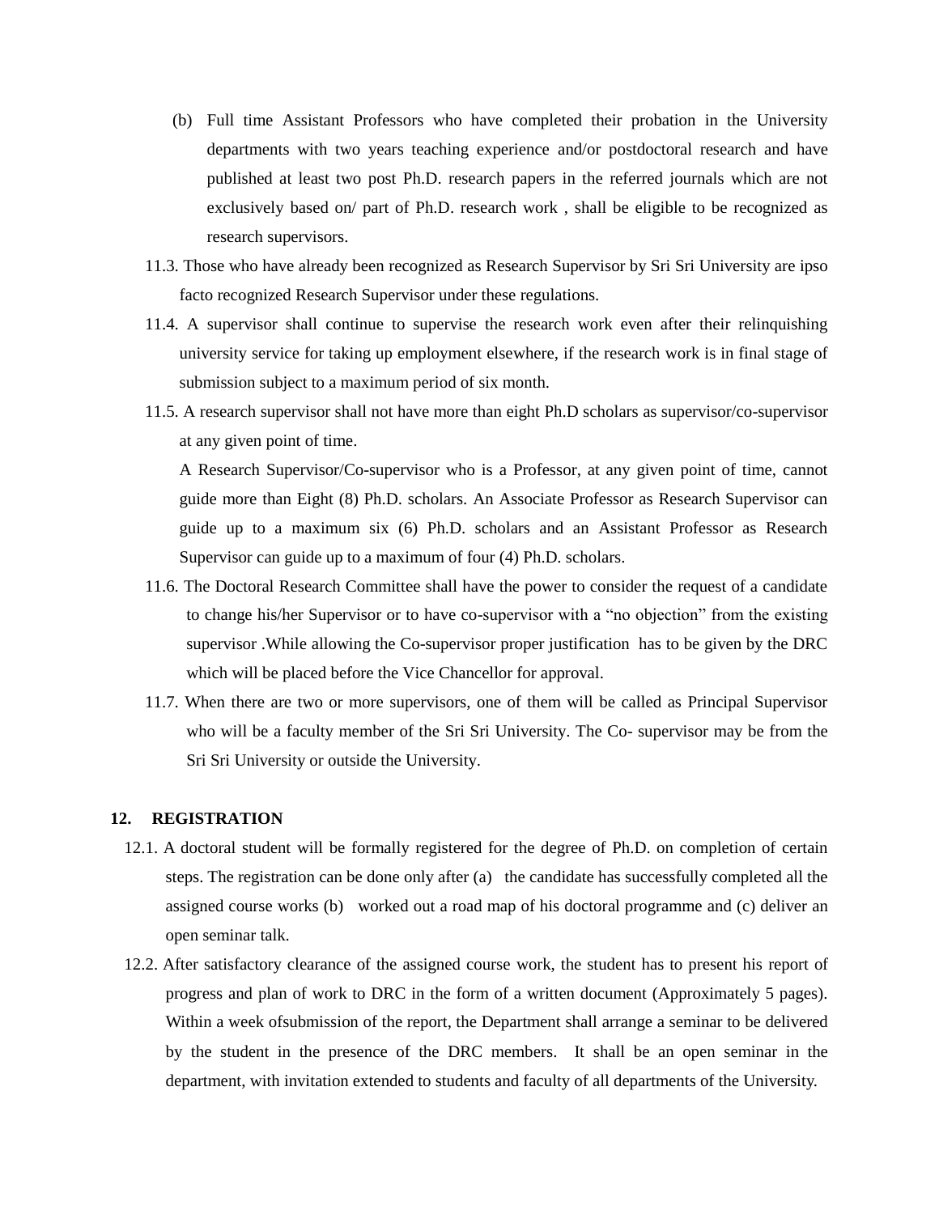(b) Full time Assistant Professors who have completed their probation in the University departments with two years teaching experience and/or postdoctoral research and have published at least two post Ph.D. research papers in the referred journals which are not exclusively based on/ part of Ph.D. research work , shall be eligible to be recognized as research supervisors.

11.3. Those who have already been recognized as Research Supervisor by Sri Sri University are ipso facto recognized Research Supervisor under these regulations.

11.4. A supervisor shall continue to supervise the research work even after their relinquishing university service for taking up employment elsewhere, if the research work is in final stage of submission subject to a maximum period of six month.

11.5. A research supervisor shall not have more than eight Ph.D scholars as supervisor/co-supervisor at any given point of time.

A Research Supervisor/Co-supervisor who is a Professor, at any given point of time, cannot guide more than Eight (8) Ph.D. scholars. An Associate Professor as Research Supervisor can guide up to a maximum six (6) Ph.D. scholars and an Assistant Professor as Research Supervisor can guide up to a maximum of four (4) Ph.D. scholars.

11.6. The Doctoral Research Committee shall have the power to consider the request of a candidate to change his/her Supervisor or to have co-supervisor with a "no objection" from the existing supervisor .While allowing the Co-supervisor proper justification has to be given by the DRC which will be placed before the Vice Chancellor for approval.

11.7. When there are two or more supervisors, one of them will be called as Principal Supervisor who will be a faculty member of the Sri Sri University. The Co- supervisor may be from the Sri Sri University or outside the University.

## 12. REGISTRATION

12.1. A doctoral student will be formally registered for the degree of Ph.D. on completion of certain steps. The registration can be done only after (a) the candidate has successfully completed all the assigned course works (b) worked out a road map of his doctoral programme and (c) deliver an open seminar talk.

12.2. After satisfactory clearance of the assigned course work, the student has to present his report of progress and plan of work to DRC in the form of a written document (Approximately 5 pages). Within a week ofsubmission of the report, the Department shall arrange a seminar to be delivered by the student in the presence of the DRC members. It shall be an open seminar in the department, with invitation extended to students and faculty of all departments of the University.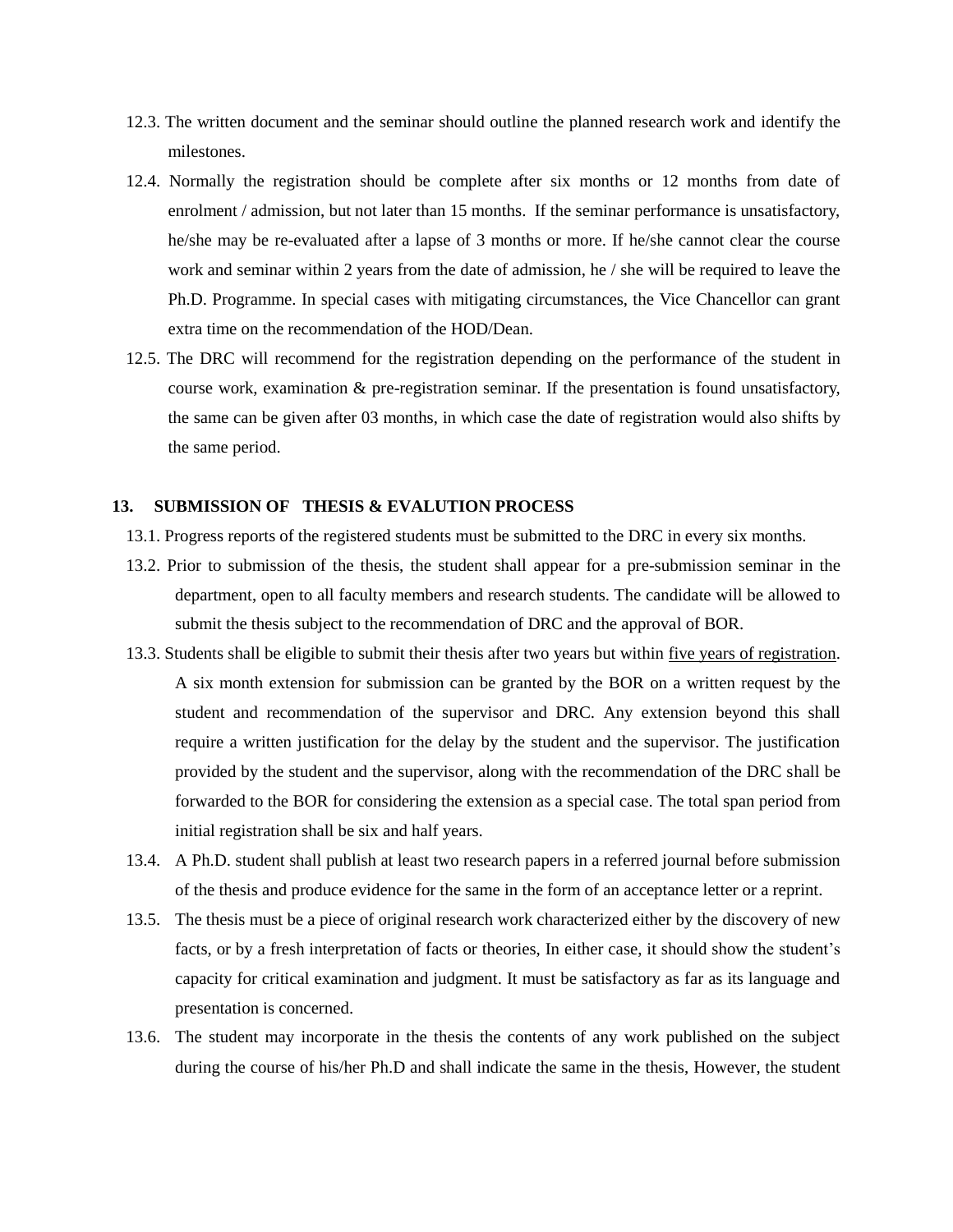12.3. The written document and the seminar should outline the planned research work and identify the milestones.

12.4. Normally the registration should be complete after six months or 12 months from date of enrolment / admission, but not later than 15 months. If the seminar performance is unsatisfactory, he/she may be re-evaluated after a lapse of 3 months or more. If he/she cannot clear the course work and seminar within 2 years from the date of admission, he / she will be required to leave the Ph.D. Programme. In special cases with mitigating circumstances, the Vice Chancellor can grant extra time on the recommendation of the HOD/Dean.

12.5. The DRC will recommend for the registration depending on the performance of the student in course work, examination & pre-registration seminar. If the presentation is found unsatisfactory, the same can be given after 03 months, in which case the date of registration would also shifts by the same period.

## 13. SUBMISSION OF THESIS & EVALUTION PROCESS

13.1. Progress reports of the registered students must be submitted to the DRC in every six months.

13.2. Prior to submission of the thesis, the student shall appear for a pre-submission seminar in the department, open to all faculty members and research students. The candidate will be allowed to submit the thesis subject to the recommendation of DRC and the approval of BOR.

13.3. Students shall be eligible to submit their thesis after two years but within <u>five years of registration</u>. A six month extension for submission can be granted by the BOR on a written request by the student and recommendation of the supervisor and DRC. Any extension beyond this shall require a written justification for the delay by the student and the supervisor. The justification provided by the student and the supervisor, along with the recommendation of the DRC shall be forwarded to the BOR for considering the extension as a special case. The total span period from initial registration shall be six and half years.

13.4. A Ph.D. student shall publish at least two research papers in a referred journal before submission of the thesis and produce evidence for the same in the form of an acceptance letter or a reprint.

13.5. The thesis must be a piece of original research work characterized either by the discovery of new facts, or by a fresh interpretation of facts or theories, In either case, it should show the student's capacity for critical examination and judgment. It must be satisfactory as far as its language and presentation is concerned.

13.6. The student may incorporate in the thesis the contents of any work published on the subject during the course of his/her Ph.D and shall indicate the same in the thesis, However, the student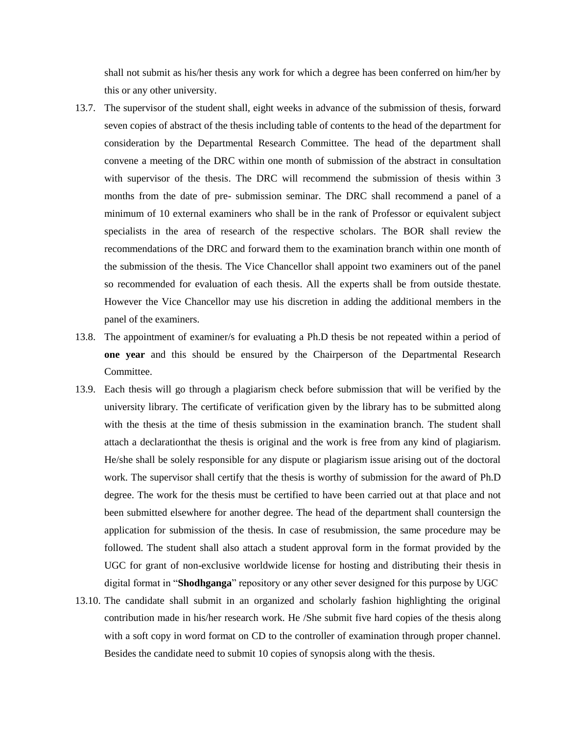shall not submit as his/her thesis any work for which a degree has been conferred on him/her by this or any other university.

13.7. The supervisor of the student shall, eight weeks in advance of the submission of thesis, forward seven copies of abstract of the thesis including table of contents to the head of the department for consideration by the Departmental Research Committee. The head of the department shall convene a meeting of the DRC within one month of submission of the abstract in consultation with supervisor of the thesis. The DRC will recommend the submission of thesis within 3 months from the date of pre- submission seminar. The DRC shall recommend a panel of a minimum of 10 external examiners who shall be in the rank of Professor or equivalent subject specialists in the area of research of the respective scholars. The BOR shall review the recommendations of the DRC and forward them to the examination branch within one month of the submission of the thesis. The Vice Chancellor shall appoint two examiners out of the panel so recommended for evaluation of each thesis. All the experts shall be from outside thestate. However the Vice Chancellor may use his discretion in adding the additional members in the panel of the examiners.

13.8. The appointment of examiner/s for evaluating a Ph.D thesis be not repeated within a period of **one year** and this should be ensured by the Chairperson of the Departmental Research Committee.

13.9. Each thesis will go through a plagiarism check before submission that will be verified by the university library. The certificate of verification given by the library has to be submitted along with the thesis at the time of thesis submission in the examination branch. The student shall attach a declarationthat the thesis is original and the work is free from any kind of plagiarism. He/she shall be solely responsible for any dispute or plagiarism issue arising out of the doctoral work. The supervisor shall certify that the thesis is worthy of submission for the award of Ph.D degree. The work for the thesis must be certified to have been carried out at that place and not been submitted elsewhere for another degree. The head of the department shall countersign the application for submission of the thesis. In case of resubmission, the same procedure may be followed. The student shall also attach a student approval form in the format provided by the UGC for grant of non-exclusive worldwide license for hosting and distributing their thesis in digital format in "**Shodhganga**" repository or any other sever designed for this purpose by UGC

13.10. The candidate shall submit in an organized and scholarly fashion highlighting the original contribution made in his/her research work. He /She submit five hard copies of the thesis along with a soft copy in word format on CD to the controller of examination through proper channel. Besides the candidate need to submit 10 copies of synopsis along with the thesis.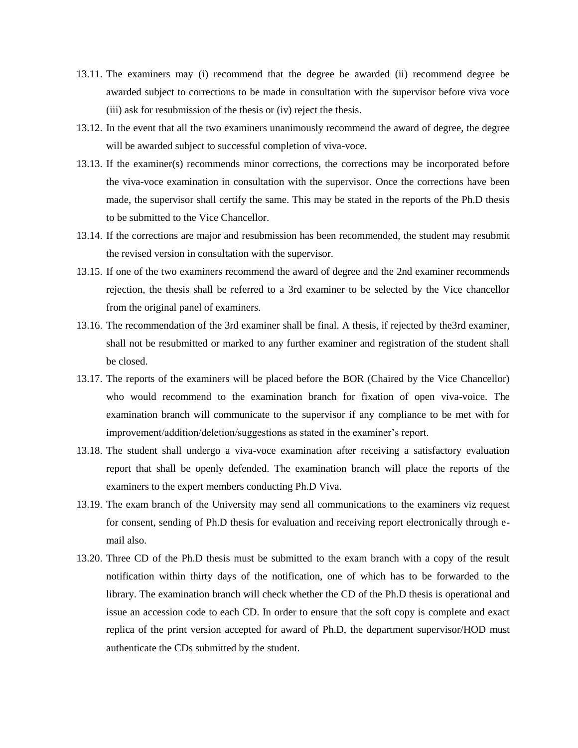13.11. The examiners may (i) recommend that the degree be awarded (ii) recommend degree be awarded subject to corrections to be made in consultation with the supervisor before viva voce (iii) ask for resubmission of the thesis or (iv) reject the thesis.

13.12. In the event that all the two examiners unanimously recommend the award of degree, the degree will be awarded subject to successful completion of viva-voce.

13.13. If the examiner(s) recommends minor corrections, the corrections may be incorporated before the viva-voce examination in consultation with the supervisor. Once the corrections have been made, the supervisor shall certify the same. This may be stated in the reports of the Ph.D thesis to be submitted to the Vice Chancellor.

13.14. If the corrections are major and resubmission has been recommended, the student may resubmit the revised version in consultation with the supervisor.

13.15. If one of the two examiners recommend the award of degree and the 2nd examiner recommends rejection, the thesis shall be referred to a 3rd examiner to be selected by the Vice chancellor from the original panel of examiners.

13.16. The recommendation of the 3rd examiner shall be final. A thesis, if rejected by the3rd examiner, shall not be resubmitted or marked to any further examiner and registration of the student shall be closed.

13.17. The reports of the examiners will be placed before the BOR (Chaired by the Vice Chancellor) who would recommend to the examination branch for fixation of open viva-voice. The examination branch will communicate to the supervisor if any compliance to be met with for improvement/addition/deletion/suggestions as stated in the examiner's report.

13.18. The student shall undergo a viva-voce examination after receiving a satisfactory evaluation report that shall be openly defended. The examination branch will place the reports of the examiners to the expert members conducting Ph.D Viva.

13.19. The exam branch of the University may send all communications to the examiners viz request for consent, sending of Ph.D thesis for evaluation and receiving report electronically through e-mail also.

13.20. Three CD of the Ph.D thesis must be submitted to the exam branch with a copy of the result notification within thirty days of the notification, one of which has to be forwarded to the library. The examination branch will check whether the CD of the Ph.D thesis is operational and issue an accession code to each CD. In order to ensure that the soft copy is complete and exact replica of the print version accepted for award of Ph.D, the department supervisor/HOD must authenticate the CDs submitted by the student.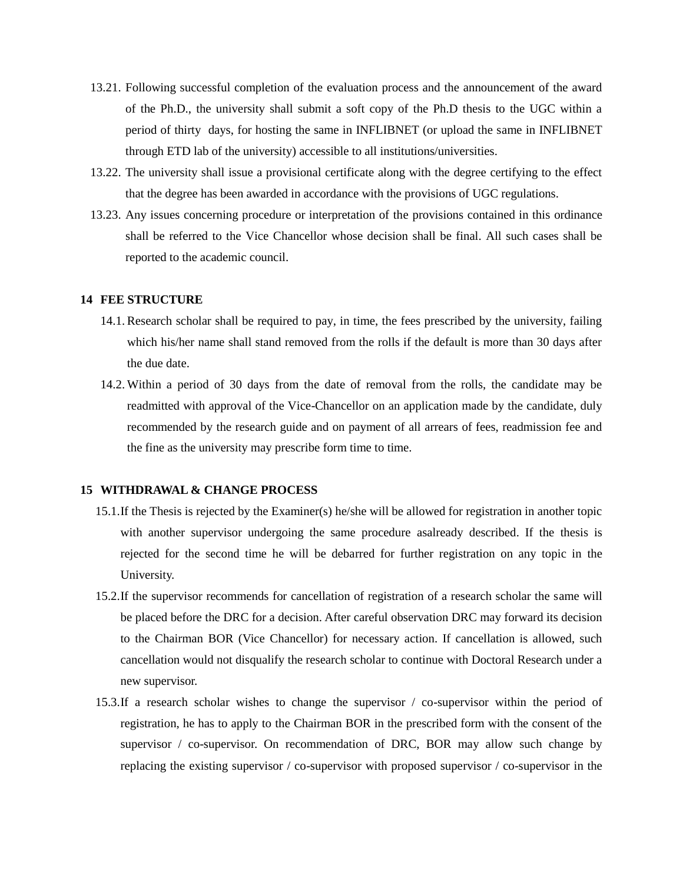13.21. Following successful completion of the evaluation process and the announcement of the award of the Ph.D., the university shall submit a soft copy of the Ph.D thesis to the UGC within a period of thirty days, for hosting the same in INFLIBNET (or upload the same in INFLIBNET through ETD lab of the university) accessible to all institutions/universities.

13.22. The university shall issue a provisional certificate along with the degree certifying to the effect that the degree has been awarded in accordance with the provisions of UGC regulations.

13.23. Any issues concerning procedure or interpretation of the provisions contained in this ordinance shall be referred to the Vice Chancellor whose decision shall be final. All such cases shall be reported to the academic council.

## 14 FEE STRUCTURE

14.1. Research scholar shall be required to pay, in time, the fees prescribed by the university, failing which his/her name shall stand removed from the rolls if the default is more than 30 days after the due date.

14.2. Within a period of 30 days from the date of removal from the rolls, the candidate may be readmitted with approval of the Vice-Chancellor on an application made by the candidate, duly recommended by the research guide and on payment of all arrears of fees, readmission fee and the fine as the university may prescribe form time to time.

## 15 WITHDRAWAL & CHANGE PROCESS

15.1. If the Thesis is rejected by the Examiner(s) he/she will be allowed for registration in another topic with another supervisor undergoing the same procedure asalready described. If the thesis is rejected for the second time he will be debarred for further registration on any topic in the University.

15.2. If the supervisor recommends for cancellation of registration of a research scholar the same will be placed before the DRC for a decision. After careful observation DRC may forward its decision to the Chairman BOR (Vice Chancellor) for necessary action. If cancellation is allowed, such cancellation would not disqualify the research scholar to continue with Doctoral Research under a new supervisor.

15.3. If a research scholar wishes to change the supervisor / co-supervisor within the period of registration, he has to apply to the Chairman BOR in the prescribed form with the consent of the supervisor / co-supervisor. On recommendation of DRC, BOR may allow such change by replacing the existing supervisor / co-supervisor with proposed supervisor / co-supervisor in the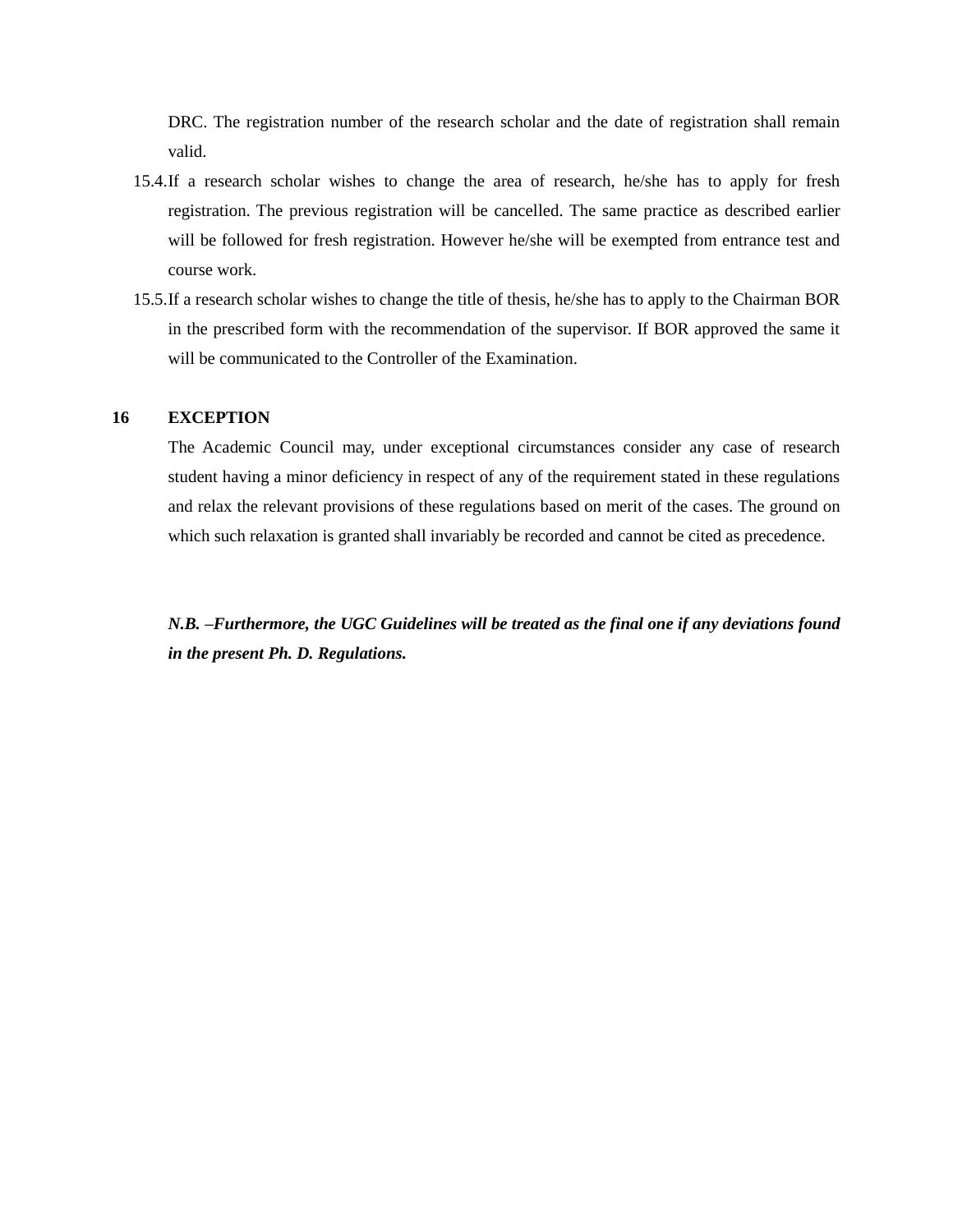DRC. The registration number of the research scholar and the date of registration shall remain valid.

15.4. If a research scholar wishes to change the area of research, he/she has to apply for fresh registration. The previous registration will be cancelled. The same practice as described earlier will be followed for fresh registration. However he/she will be exempted from entrance test and course work.

15.5. If a research scholar wishes to change the title of thesis, he/she has to apply to the Chairman BOR in the prescribed form with the recommendation of the supervisor. If BOR approved the same it will be communicated to the Controller of the Examination.

## 16 EXCEPTION

The Academic Council may, under exceptional circumstances consider any case of research student having a minor deficiency in respect of any of the requirement stated in these regulations and relax the relevant provisions of these regulations based on merit of the cases. The ground on which such relaxation is granted shall invariably be recorded and cannot be cited as precedence.

***N.B. –Furthermore, the UGC Guidelines will be treated as the final one if any deviations found in the present Ph. D. Regulations.***